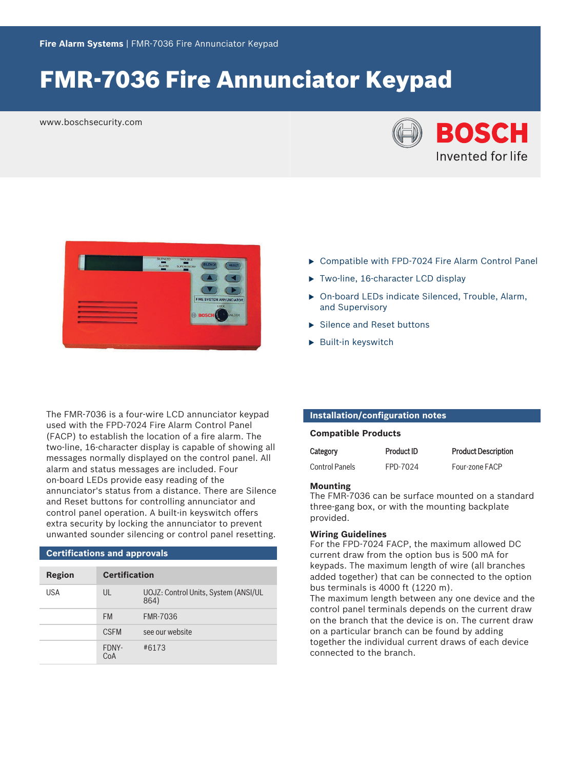Fire Alarm Systems | FMR-7036 Fire Annunciator Keypad

# FMR-7036 Fire Annunciator Keypad

www.boschsecurity.com

- Compatible with FPD-7024 Fire Alarm Control Panel
- Two-line, 16-character LCD display
- On-board LEDs indicate Silenced, Trouble, Alarm, and Supervisory
- Silence and Reset buttons
- Built-in keyswitch

The FMR-7036 is a four-wire LCD annunciator keypad used with the FPD-7024 Fire Alarm Control Panel (FACP) to establish the location of a fire alarm. The two-line, 16-character display is capable of showing all messages normally displayed on the control panel. All alarm and status messages are included. Four on-board LEDs provide easy reading of the annunciator's status from a distance. There are Silence and Reset buttons for controlling annunciator and control panel operation. A built-in keyswitch offers extra security by locking the annunciator to prevent unwanted sounder silencing or control panel resetting.

## Certifications and approvals

| Region | Certification | |
|---|---|---|
| USA | UL | UOJZ: Control Units, System (ANSI/UL 864) |
| | FM | FMR-7036 |
| | CSFM | see our website |
| | FDNY-CoA | #6173 |

## Installation/configuration notes

### Compatible Products

| Category | Product ID | Product Description |
|---|---|---|
| Control Panels | FPD-7024 | Four-zone FACP |

### Mounting

The FMR-7036 can be surface mounted on a standard three-gang box, or with the mounting backplate provided.

### Wiring Guidelines

For the FPD-7024 FACP, the maximum allowed DC current draw from the option bus is 500 mA for keypads. The maximum length of wire (all branches added together) that can be connected to the option bus terminals is 4000 ft (1220 m).

The maximum length between any one device and the control panel terminals depends on the current draw on the branch that the device is on. The current draw on a particular branch can be found by adding together the individual current draws of each device connected to the branch.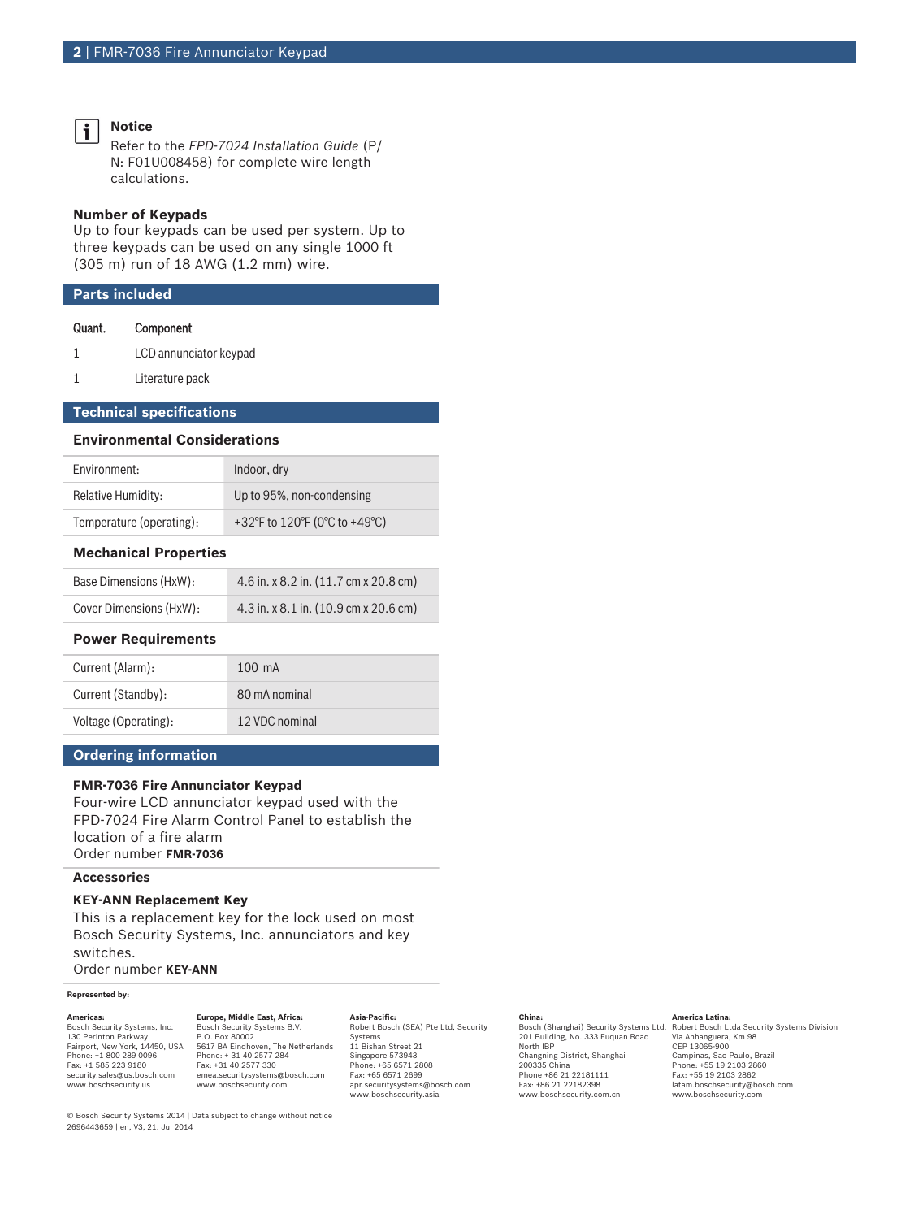**Notice**
Refer to the *FPD-7024 Installation Guide* (P/N: F01U008458) for complete wire length calculations.

**Number of Keypads**
Up to four keypads can be used per system. Up to three keypads can be used on any single 1000 ft (305 m) run of 18 AWG (1.2 mm) wire.

## Parts included

| Quant. | Component |
| --- | --- |
| 1 | LCD annunciator keypad |
| 1 | Literature pack |

## Technical specifications

### Environmental Considerations

| | |
| --- | --- |
| Environment: | Indoor, dry |
| Relative Humidity: | Up to 95%, non-condensing |
| Temperature (operating): | +32°F to 120°F (0°C to +49°C) |

### Mechanical Properties

| | |
| --- | --- |
| Base Dimensions (HxW): | 4.6 in. x 8.2 in. (11.7 cm x 20.8 cm) |
| Cover Dimensions (HxW): | 4.3 in. x 8.1 in. (10.9 cm x 20.6 cm) |

### Power Requirements

| | |
| --- | --- |
| Current (Alarm): | 100 mA |
| Current (Standby): | 80 mA nominal |
| Voltage (Operating): | 12 VDC nominal |

## Ordering information

**FMR-7036 Fire Annunciator Keypad**
Four-wire LCD annunciator keypad used with the FPD-7024 Fire Alarm Control Panel to establish the location of a fire alarm
Order number **FMR-7036**

### Accessories

**KEY-ANN Replacement Key**
This is a replacement key for the lock used on most Bosch Security Systems, Inc. annunciators and key switches.
Order number **KEY-ANN**

**Represented by:**

**Americas:**
Bosch Security Systems, Inc.
130 Perinton Parkway
Fairport, New York, 14450, USA
Phone: +1 800 289 0096
Fax: +1 585 223 9180
security.sales@us.bosch.com
www.boschsecurity.us

**Europe, Middle East, Africa:**
Bosch Security Systems B.V.
P.O. Box 80002
5617 BA Eindhoven, The Netherlands
Phone: + 31 40 2577 284
Fax: +31 40 2577 330
emea.securitysystems@bosch.com
www.boschsecurity.com

**Asia-Pacific:**
Robert Bosch (SEA) Pte Ltd, Security Systems
11 Bishan Street 21
Singapore 573943
Phone: +65 6571 2808
Fax: +65 6571 2699
apr.securitysystems@bosch.com
www.boschsecurity.asia

**China:**
Bosch (Shanghai) Security Systems Ltd.
201 Building, No. 333 Fuquan Road
North IBP
Changning District, Shanghai
200335 China
Phone +86 21 22181111
Fax: +86 21 22182398
www.boschsecurity.com.cn

**America Latina:**
Robert Bosch Ltda Security Systems Division
Via Anhanguera, Km 98
CEP 13065-900
Campinas, Sao Paulo, Brazil
Phone: +55 19 2103 2860
Fax: +55 19 2103 2862
latam.boschsecurity@bosch.com
www.boschsecurity.com

© Bosch Security Systems 2014 | Data subject to change without notice
2696443659 | en, V3, 21. Jul 2014